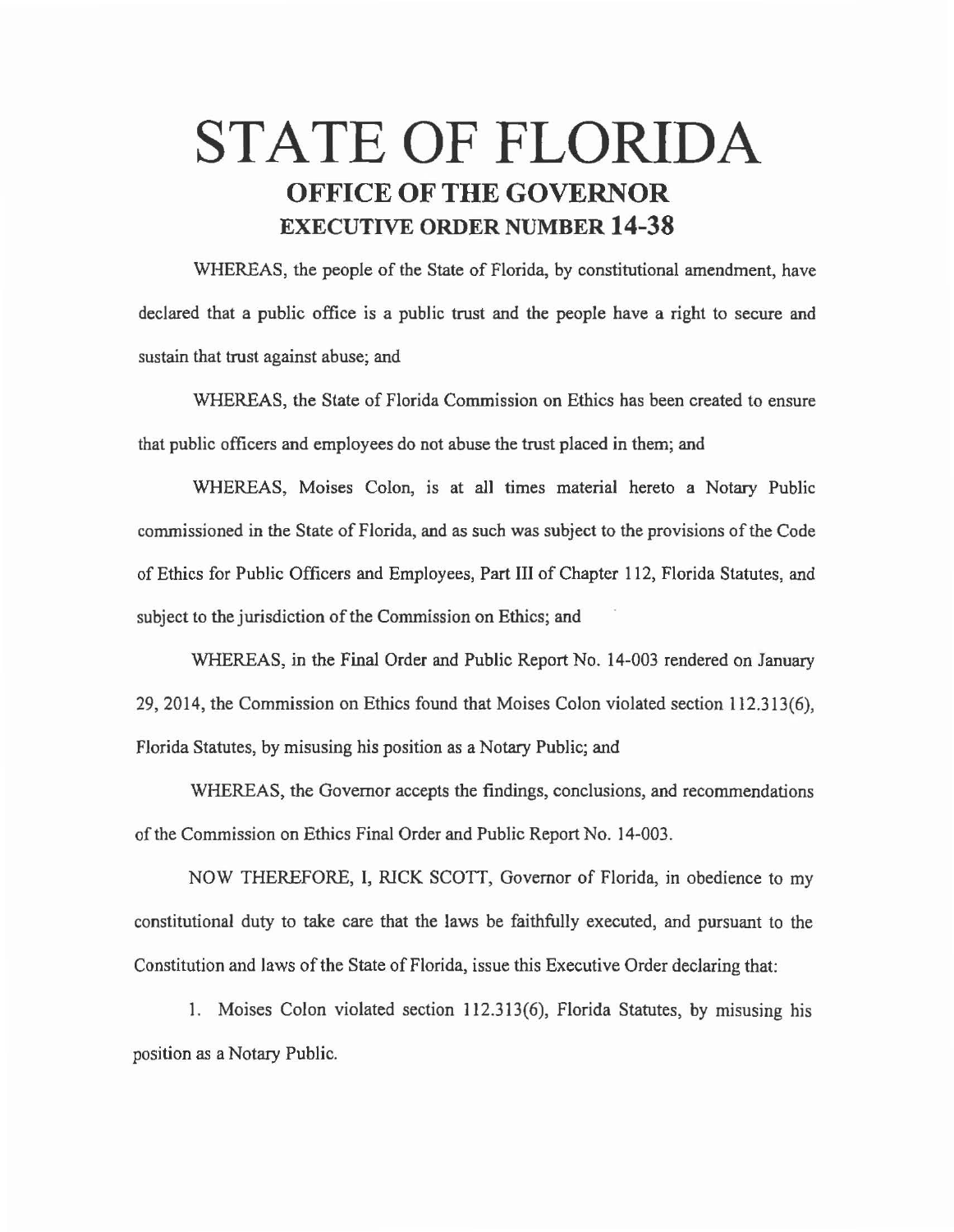# STATE OF FLORIDA

## OFFICE OF THE GOVERNOR

### EXECUTIVE ORDER NUMBER 14-38

WHEREAS, the people of the State of Florida, by constitutional amendment, have declared that a public office is a public trust and the people have a right to secure and sustain that trust against abuse; and

WHEREAS, the State of Florida Commission on Ethics has been created to ensure that public officers and employees do not abuse the trust placed in them; and

WHEREAS, Moises Colon, is at all times material hereto a Notary Public commissioned in the State of Florida, and as such was subject to the provisions of the Code of Ethics for Public Officers and Employees, Part III of Chapter 112, Florida Statutes, and subject to the jurisdiction of the Commission on Ethics; and

WHEREAS, in the Final Order and Public Report No. 14-003 rendered on January 29, 2014, the Commission on Ethics found that Moises Colon violated section 112.313(6), Florida Statutes, by misusing his position as a Notary Public; and

WHEREAS, the Governor accepts the findings, conclusions, and recommendations of the Commission on Ethics Final Order and Public Report No. 14-003.

NOW THEREFORE, I, RICK SCOTT, Governor of Florida, in obedience to my constitutional duty to take care that the laws be faithfully executed, and pursuant to the Constitution and laws of the State of Florida, issue this Executive Order declaring that:

1. Moises Colon violated section 112.313(6), Florida Statutes, by misusing his position as a Notary Public.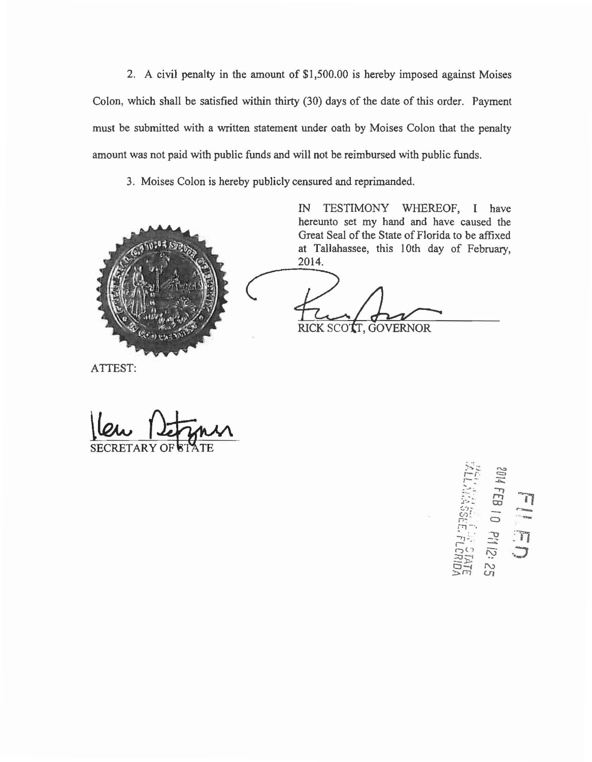2. A civil penalty in the amount of $1,500.00 is hereby imposed against Moises Colon, which shall be satisfied within thirty (30) days of the date of this order. Payment must be submitted with a written statement under oath by Moises Colon that the penalty amount was not paid with public funds and will not be reimbursed with public funds.

3. Moises Colon is hereby publicly censured and reprimanded.

IN TESTIMONY WHEREOF, I have hereunto set my hand and have caused the Great Seal of the State of Florida to be affixed at Tallahassee, this 10th day of February, 2014.

RICK SCOTT, GOVERNOR

ATTEST:

SECRETARY OF STATE

FILED

2014 FEB 10 PM 12: 25

DEPARTMENT OF STATE
TALLAHASSEE, FLORIDA